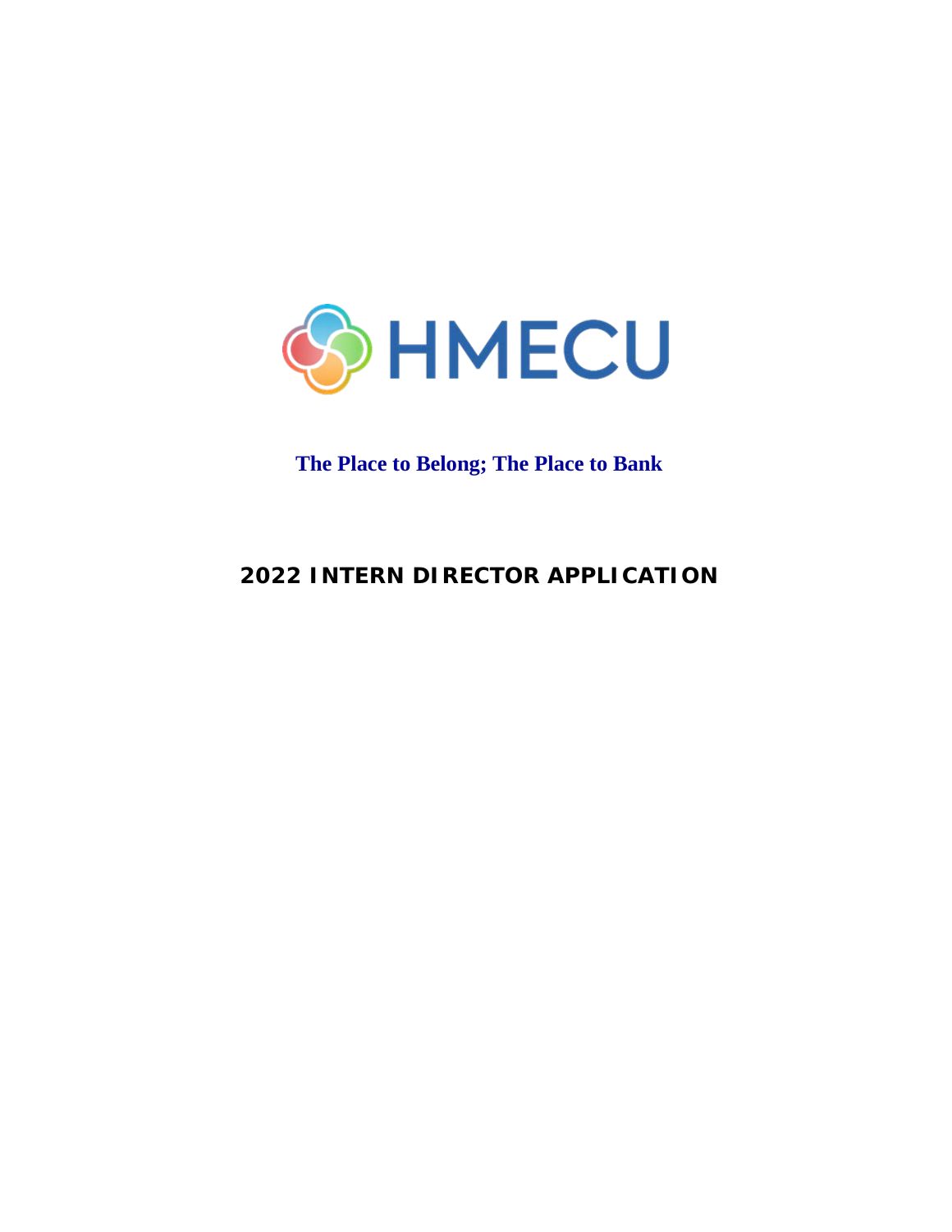HMECU

**The Place to Belong; The Place to Bank**

# 2022 INTERN DIRECTOR APPLICATION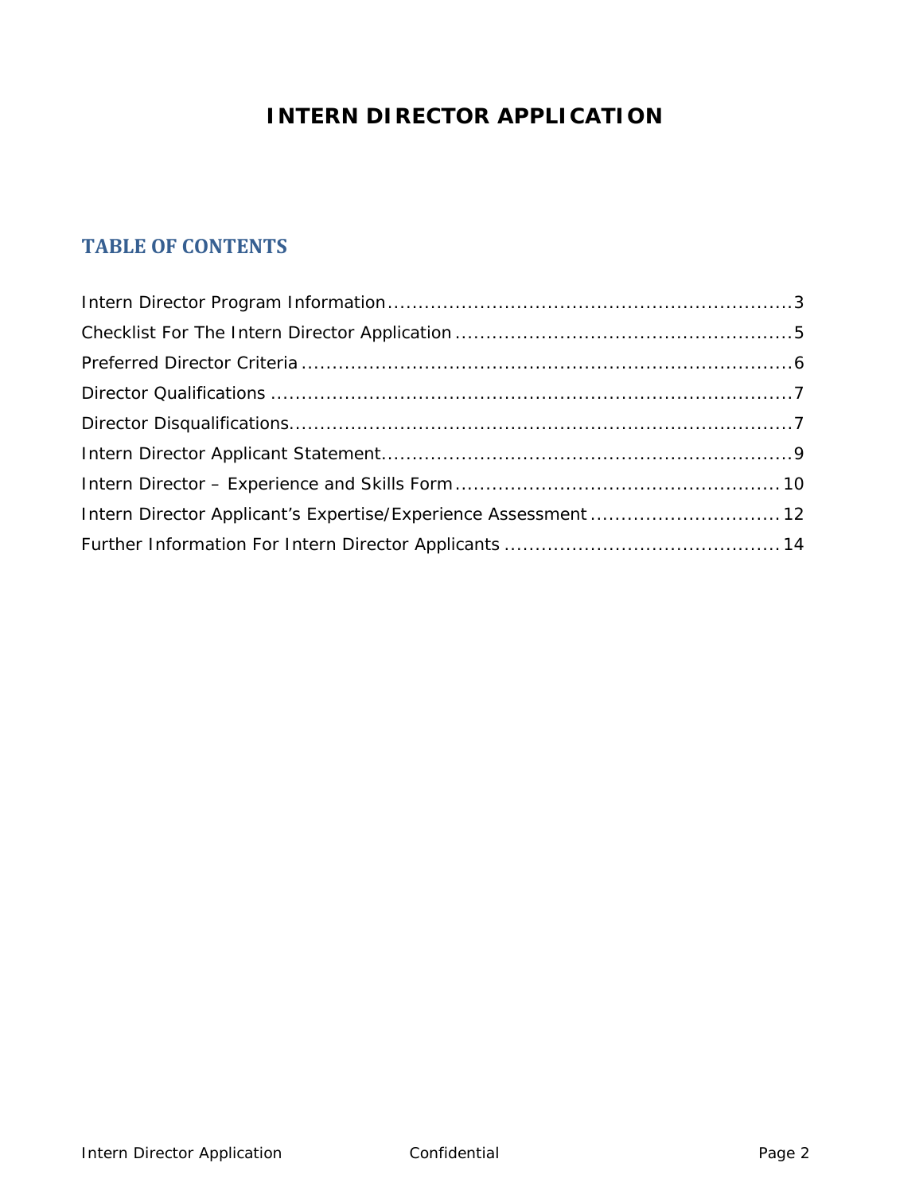# INTERN DIRECTOR APPLICATION

## TABLE OF CONTENTS

Intern Director Program Information....3

Checklist For The Intern Director Application....5

Preferred Director Criteria....6

Director Qualifications....7

Director Disqualifications....7

Intern Director Applicant Statement....9

Intern Director – Experience and Skills Form....10

Intern Director Applicant's Expertise/Experience Assessment....12

Further Information For Intern Director Applicants....14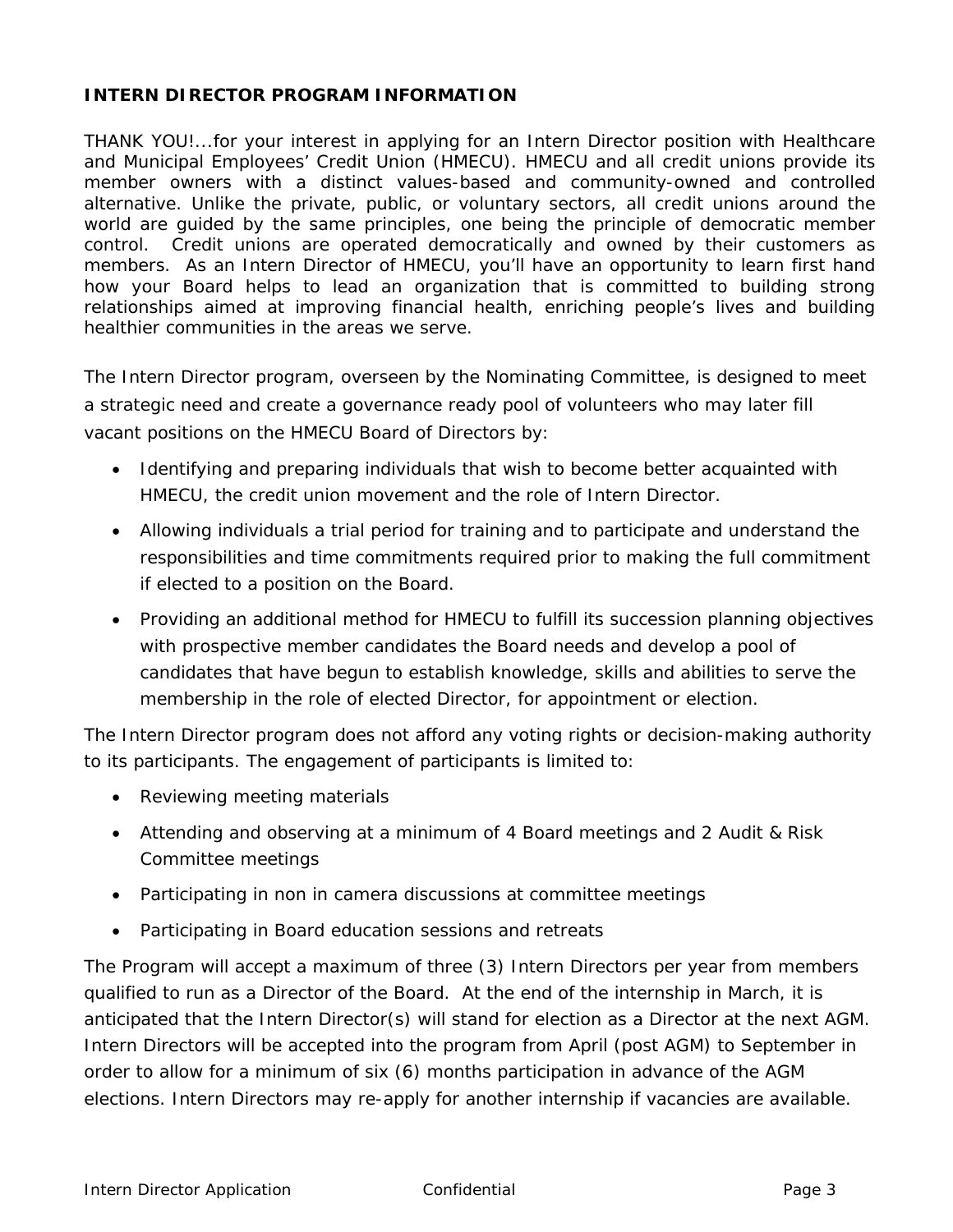**INTERN DIRECTOR PROGRAM INFORMATION**

THANK YOU!...for your interest in applying for an Intern Director position with Healthcare and Municipal Employees' Credit Union (HMECU). HMECU and all credit unions provide its member owners with a distinct values-based and community-owned and controlled alternative. Unlike the private, public, or voluntary sectors, all credit unions around the world are guided by the same principles, one being the principle of democratic member control. Credit unions are operated democratically and owned by their customers as members. As an Intern Director of HMECU, you'll have an opportunity to learn first hand how your Board helps to lead an organization that is committed to building strong relationships aimed at improving financial health, enriching people's lives and building healthier communities in the areas we serve.

The Intern Director program, overseen by the Nominating Committee, is designed to meet a strategic need and create a governance ready pool of volunteers who may later fill vacant positions on the HMECU Board of Directors by:

- Identifying and preparing individuals that wish to become better acquainted with HMECU, the credit union movement and the role of Intern Director.
- Allowing individuals a trial period for training and to participate and understand the responsibilities and time commitments required prior to making the full commitment if elected to a position on the Board.
- Providing an additional method for HMECU to fulfill its succession planning objectives with prospective member candidates the Board needs and develop a pool of candidates that have begun to establish knowledge, skills and abilities to serve the membership in the role of elected Director, for appointment or election.

The Intern Director program does not afford any voting rights or decision-making authority to its participants. The engagement of participants is limited to:

- Reviewing meeting materials
- Attending and observing at a minimum of 4 Board meetings and 2 Audit & Risk Committee meetings
- Participating in non in camera discussions at committee meetings
- Participating in Board education sessions and retreats

The Program will accept a maximum of three (3) Intern Directors per year from members qualified to run as a Director of the Board. At the end of the internship in March, it is anticipated that the Intern Director(s) will stand for election as a Director at the next AGM. Intern Directors will be accepted into the program from April (post AGM) to September in order to allow for a minimum of six (6) months participation in advance of the AGM elections. Intern Directors may re-apply for another internship if vacancies are available.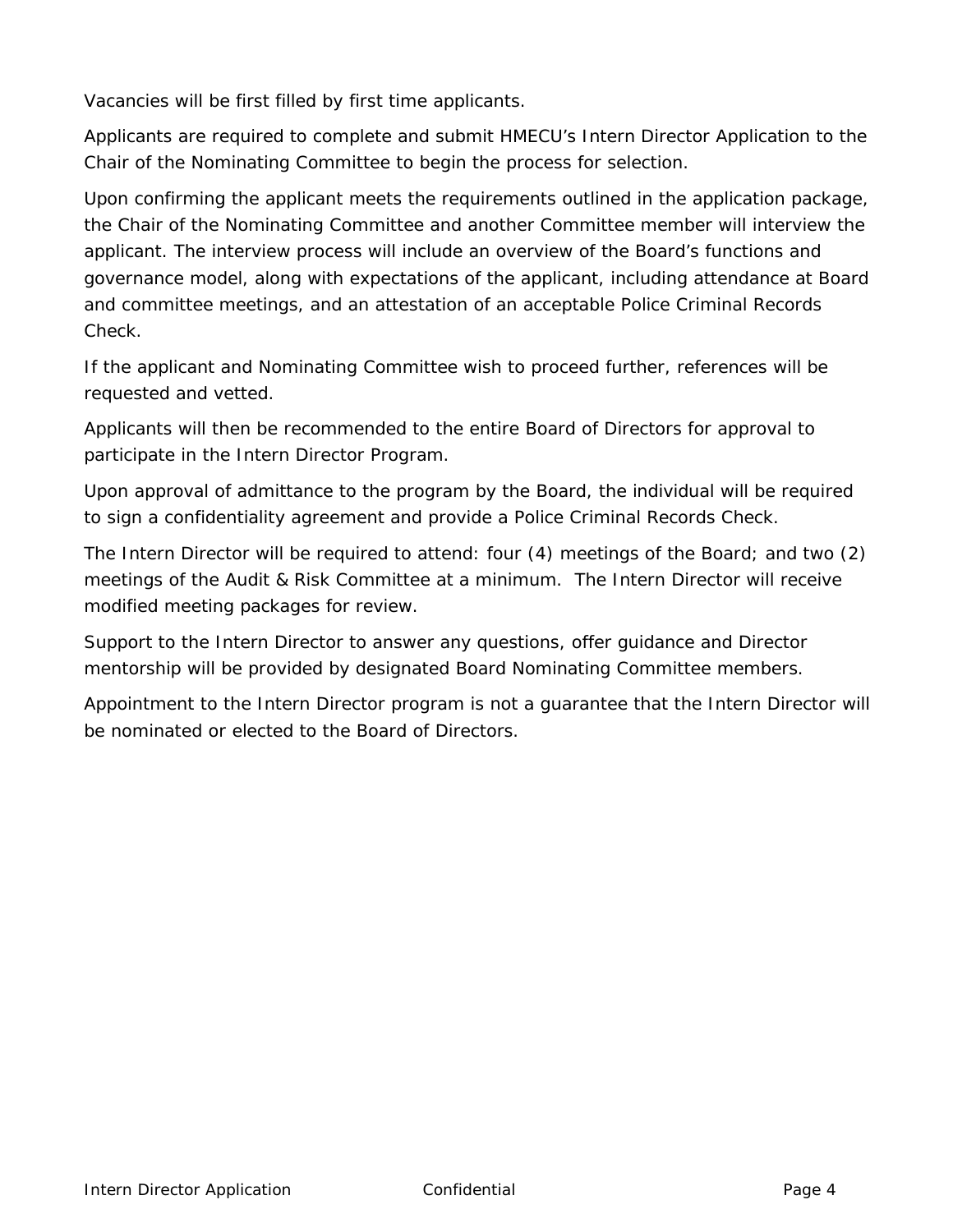Vacancies will be first filled by first time applicants.

Applicants are required to complete and submit HMECU's Intern Director Application to the Chair of the Nominating Committee to begin the process for selection.

Upon confirming the applicant meets the requirements outlined in the application package, the Chair of the Nominating Committee and another Committee member will interview the applicant. The interview process will include an overview of the Board's functions and governance model, along with expectations of the applicant, including attendance at Board and committee meetings, and an attestation of an acceptable Police Criminal Records Check.

If the applicant and Nominating Committee wish to proceed further, references will be requested and vetted.

Applicants will then be recommended to the entire Board of Directors for approval to participate in the Intern Director Program.

Upon approval of admittance to the program by the Board, the individual will be required to sign a confidentiality agreement and provide a Police Criminal Records Check.

The Intern Director will be required to attend: four (4) meetings of the Board; and two (2) meetings of the Audit & Risk Committee at a minimum. The Intern Director will receive modified meeting packages for review.

Support to the Intern Director to answer any questions, offer guidance and Director mentorship will be provided by designated Board Nominating Committee members.

Appointment to the Intern Director program is not a guarantee that the Intern Director will be nominated or elected to the Board of Directors.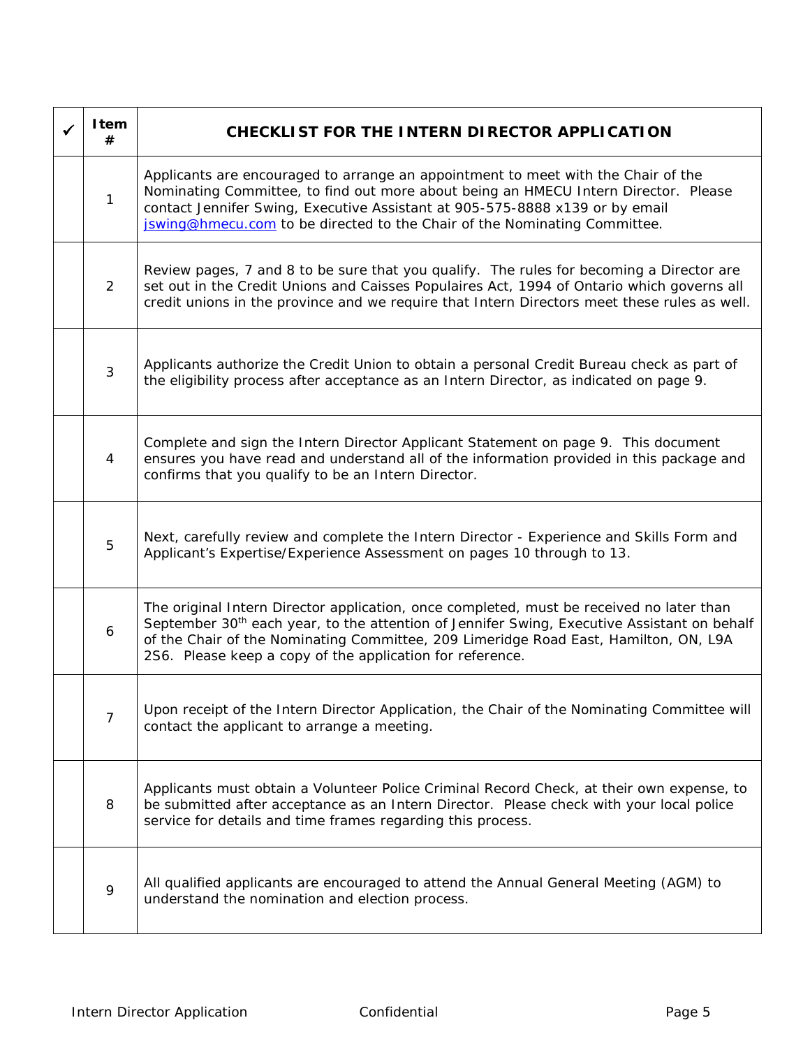| ✓ | Item # | CHECKLIST FOR THE INTERN DIRECTOR APPLICATION |
|---|---|---|
| | 1 | Applicants are encouraged to arrange an appointment to meet with the Chair of the Nominating Committee, to find out more about being an HMECU Intern Director. Please contact Jennifer Swing, Executive Assistant at 905-575-8888 x139 or by email jswing@hmecu.com to be directed to the Chair of the Nominating Committee. |
| | 2 | Review pages, 7 and 8 to be sure that you qualify. The rules for becoming a Director are set out in the Credit Unions and Caisses Populaires Act, 1994 of Ontario which governs all credit unions in the province and we require that Intern Directors meet these rules as well. |
| | 3 | Applicants authorize the Credit Union to obtain a personal Credit Bureau check as part of the eligibility process after acceptance as an Intern Director, as indicated on page 9. |
| | 4 | Complete and sign the Intern Director Applicant Statement on page 9. This document ensures you have read and understand all of the information provided in this package and confirms that you qualify to be an Intern Director. |
| | 5 | Next, carefully review and complete the Intern Director - Experience and Skills Form and Applicant's Expertise/Experience Assessment on pages 10 through to 13. |
| | 6 | The original Intern Director application, once completed, must be received no later than September 30th each year, to the attention of Jennifer Swing, Executive Assistant on behalf of the Chair of the Nominating Committee, 209 Limeridge Road East, Hamilton, ON, L9A 2S6. Please keep a copy of the application for reference. |
| | 7 | Upon receipt of the Intern Director Application, the Chair of the Nominating Committee will contact the applicant to arrange a meeting. |
| | 8 | Applicants must obtain a Volunteer Police Criminal Record Check, at their own expense, to be submitted after acceptance as an Intern Director. Please check with your local police service for details and time frames regarding this process. |
| | 9 | All qualified applicants are encouraged to attend the Annual General Meeting (AGM) to understand the nomination and election process. |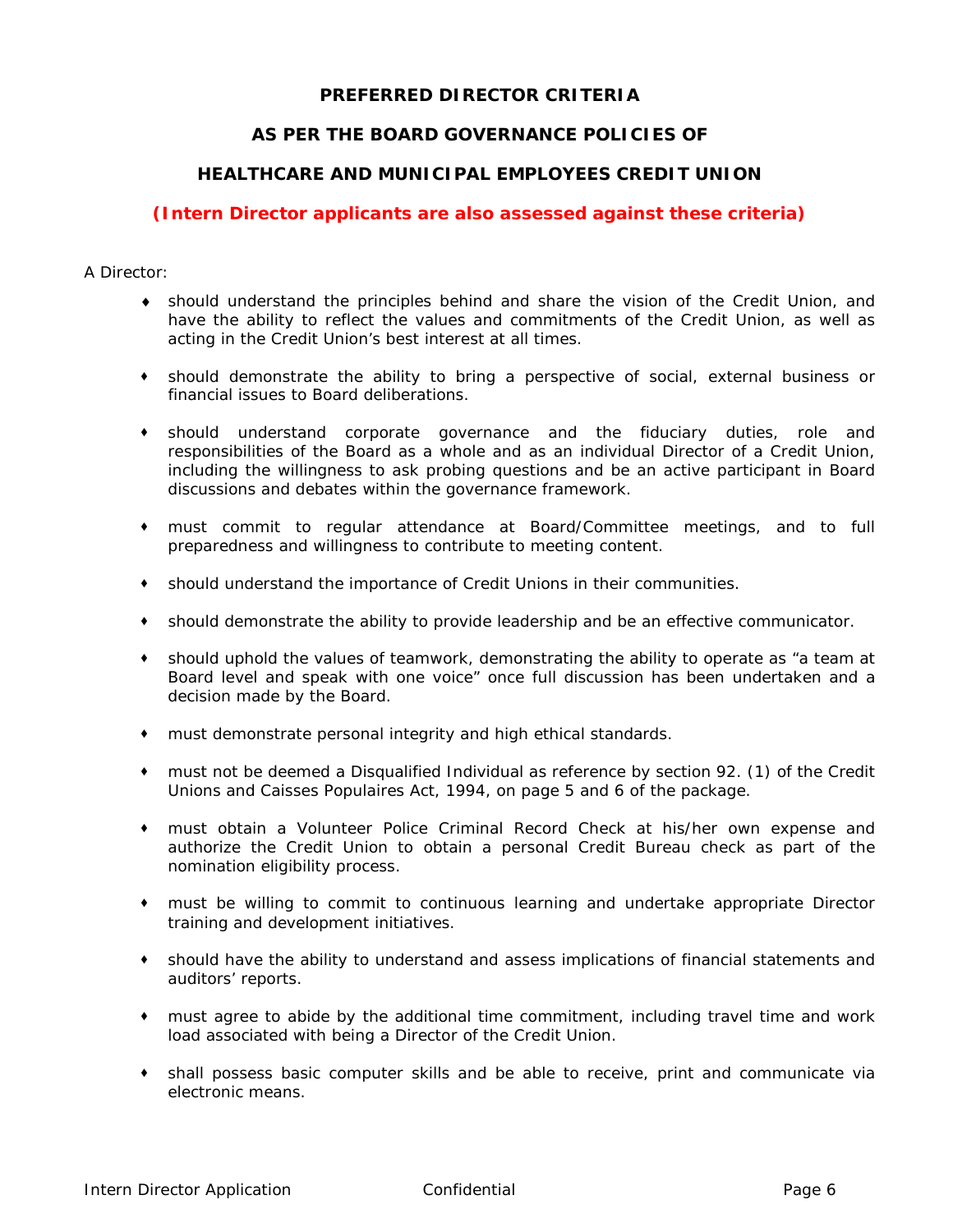## PREFERRED DIRECTOR CRITERIA

## AS PER THE BOARD GOVERNANCE POLICIES OF

## HEALTHCARE AND MUNICIPAL EMPLOYEES CREDIT UNION

**(Intern Director applicants are also assessed against these criteria)**

A Director:

- should understand the principles behind and share the vision of the Credit Union, and have the ability to reflect the values and commitments of the Credit Union, as well as acting in the Credit Union's best interest at all times.
- should demonstrate the ability to bring a perspective of social, external business or financial issues to Board deliberations.
- should understand corporate governance and the fiduciary duties, role and responsibilities of the Board as a whole and as an individual Director of a Credit Union, including the willingness to ask probing questions and be an active participant in Board discussions and debates within the governance framework.
- must commit to regular attendance at Board/Committee meetings, and to full preparedness and willingness to contribute to meeting content.
- should understand the importance of Credit Unions in their communities.
- should demonstrate the ability to provide leadership and be an effective communicator.
- should uphold the values of teamwork, demonstrating the ability to operate as "a team at Board level and speak with one voice" once full discussion has been undertaken and a decision made by the Board.
- must demonstrate personal integrity and high ethical standards.
- must not be deemed a Disqualified Individual as reference by section 92. (1) of the Credit Unions and Caisses Populaires Act, 1994, on page 5 and 6 of the package.
- must obtain a Volunteer Police Criminal Record Check at his/her own expense and authorize the Credit Union to obtain a personal Credit Bureau check as part of the nomination eligibility process.
- must be willing to commit to continuous learning and undertake appropriate Director training and development initiatives.
- should have the ability to understand and assess implications of financial statements and auditors' reports.
- must agree to abide by the additional time commitment, including travel time and work load associated with being a Director of the Credit Union.
- shall possess basic computer skills and be able to receive, print and communicate via electronic means.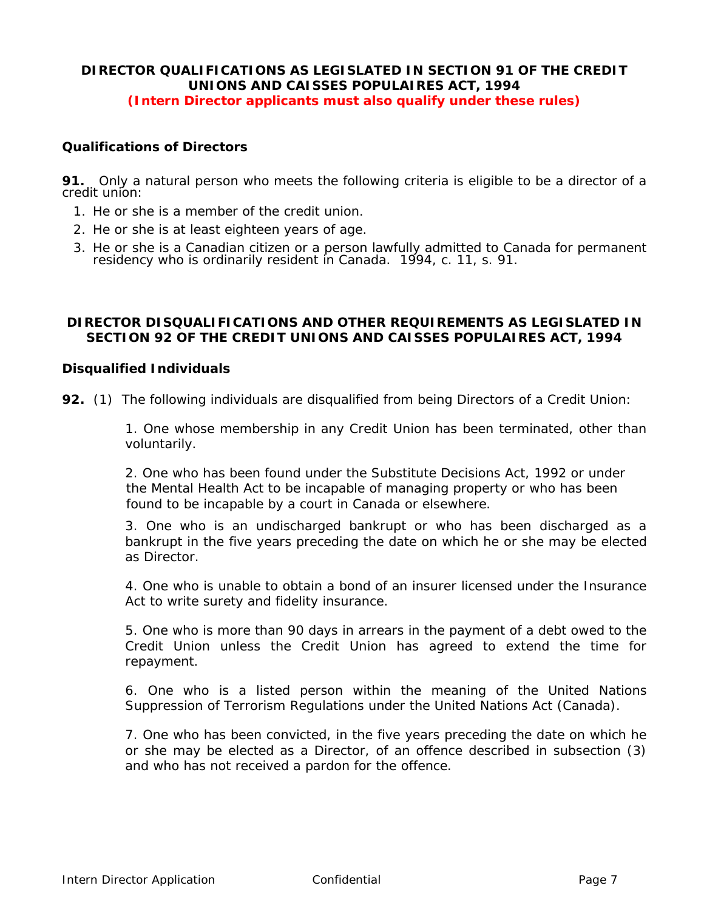## DIRECTOR QUALIFICATIONS AS LEGISLATED IN SECTION 91 OF THE CREDIT UNIONS AND CAISSES POPULAIRES ACT, 1994

**(Intern Director applicants must also qualify under these rules)**

### Qualifications of Directors

**91.** Only a natural person who meets the following criteria is eligible to be a director of a credit union:

1. He or she is a member of the credit union.
2. He or she is at least eighteen years of age.
3. He or she is a Canadian citizen or a person lawfully admitted to Canada for permanent residency who is ordinarily resident in Canada. 1994, c. 11, s. 91.

## DIRECTOR DISQUALIFICATIONS AND OTHER REQUIREMENTS AS LEGISLATED IN SECTION 92 OF THE CREDIT UNIONS AND CAISSES POPULAIRES ACT, 1994

### Disqualified Individuals

**92.** (1) The following individuals are disqualified from being Directors of a Credit Union:

1. One whose membership in any Credit Union has been terminated, other than voluntarily.

2. One who has been found under the Substitute Decisions Act, 1992 or under the Mental Health Act to be incapable of managing property or who has been found to be incapable by a court in Canada or elsewhere.

3. One who is an undischarged bankrupt or who has been discharged as a bankrupt in the five years preceding the date on which he or she may be elected as Director.

4. One who is unable to obtain a bond of an insurer licensed under the Insurance Act to write surety and fidelity insurance.

5. One who is more than 90 days in arrears in the payment of a debt owed to the Credit Union unless the Credit Union has agreed to extend the time for repayment.

6. One who is a listed person within the meaning of the United Nations Suppression of Terrorism Regulations under the United Nations Act (Canada).

7. One who has been convicted, in the five years preceding the date on which he or she may be elected as a Director, of an offence described in subsection (3) and who has not received a pardon for the offence.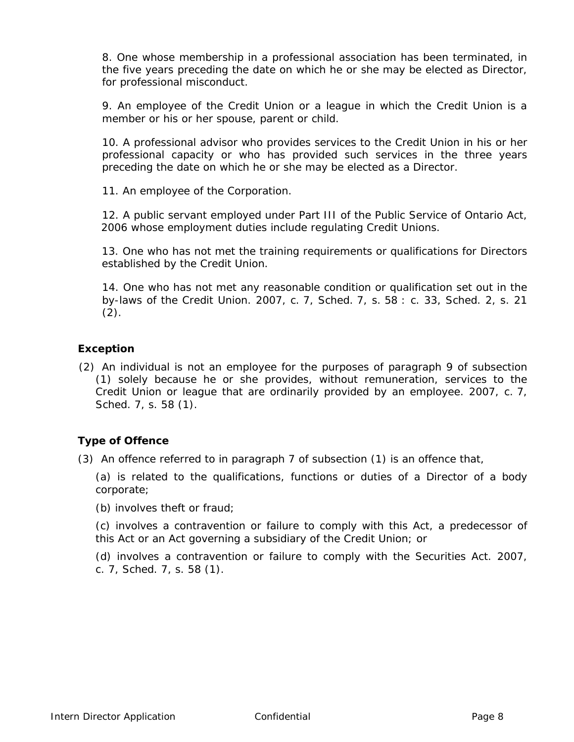8. One whose membership in a professional association has been terminated, in the five years preceding the date on which he or she may be elected as Director, for professional misconduct.

9. An employee of the Credit Union or a league in which the Credit Union is a member or his or her spouse, parent or child.

10. A professional advisor who provides services to the Credit Union in his or her professional capacity or who has provided such services in the three years preceding the date on which he or she may be elected as a Director.

11. An employee of the Corporation.

12. A public servant employed under Part III of the Public Service of Ontario Act, 2006 whose employment duties include regulating Credit Unions.

13. One who has not met the training requirements or qualifications for Directors established by the Credit Union.

14. One who has not met any reasonable condition or qualification set out in the by-laws of the Credit Union. 2007, c. 7, Sched. 7, s. 58 : c. 33, Sched. 2, s. 21 (2).

**Exception**

(2) An individual is not an employee for the purposes of paragraph 9 of subsection (1) solely because he or she provides, without remuneration, services to the Credit Union or league that are ordinarily provided by an employee. 2007, c. 7, Sched. 7, s. 58 (1).

**Type of Offence**

(3) An offence referred to in paragraph 7 of subsection (1) is an offence that,

(a) is related to the qualifications, functions or duties of a Director of a body corporate;

(b) involves theft or fraud;

(c) involves a contravention or failure to comply with this Act, a predecessor of this Act or an Act governing a subsidiary of the Credit Union; or

(d) involves a contravention or failure to comply with the Securities Act. 2007, c. 7, Sched. 7, s. 58 (1).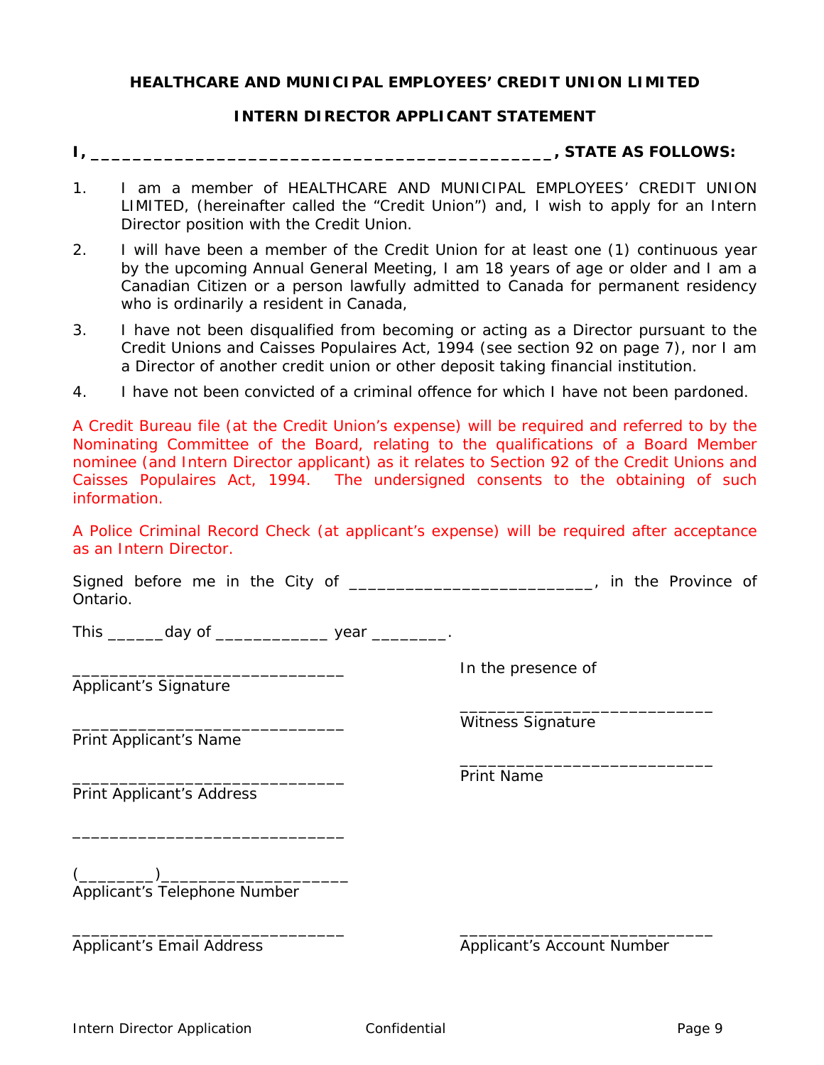**HEALTHCARE AND MUNICIPAL EMPLOYEES' CREDIT UNION LIMITED**

**INTERN DIRECTOR APPLICANT STATEMENT**

**I, ____________________________________________, STATE AS FOLLOWS:**

1. I am a member of HEALTHCARE AND MUNICIPAL EMPLOYEES' CREDIT UNION LIMITED, (hereinafter called the "Credit Union") and, I wish to apply for an Intern Director position with the Credit Union.
2. I will have been a member of the Credit Union for at least one (1) continuous year by the upcoming Annual General Meeting, I am 18 years of age or older and I am a Canadian Citizen or a person lawfully admitted to Canada for permanent residency who is ordinarily a resident in Canada,
3. I have not been disqualified from becoming or acting as a Director pursuant to the Credit Unions and Caisses Populaires Act, 1994 (see section 92 on page 7), nor I am a Director of another credit union or other deposit taking financial institution.
4. I have not been convicted of a criminal offence for which I have not been pardoned.

A Credit Bureau file (at the Credit Union's expense) will be required and referred to by the Nominating Committee of the Board, relating to the qualifications of a Board Member nominee (and Intern Director applicant) as it relates to Section 92 of the Credit Unions and Caisses Populaires Act, 1994. The undersigned consents to the obtaining of such information.

A Police Criminal Record Check (at applicant's expense) will be required after acceptance as an Intern Director.

Signed before me in the City of __________________________, in the Province of Ontario.

This ______day of ____________ year ________.

_____________________________
Applicant's Signature

_____________________________
Print Applicant's Name

_____________________________
Print Applicant's Address

_____________________________

(________)____________________
Applicant's Telephone Number

_____________________________
Applicant's Email Address

In the presence of

___________________________
Witness Signature

___________________________
Print Name

___________________________
Applicant's Account Number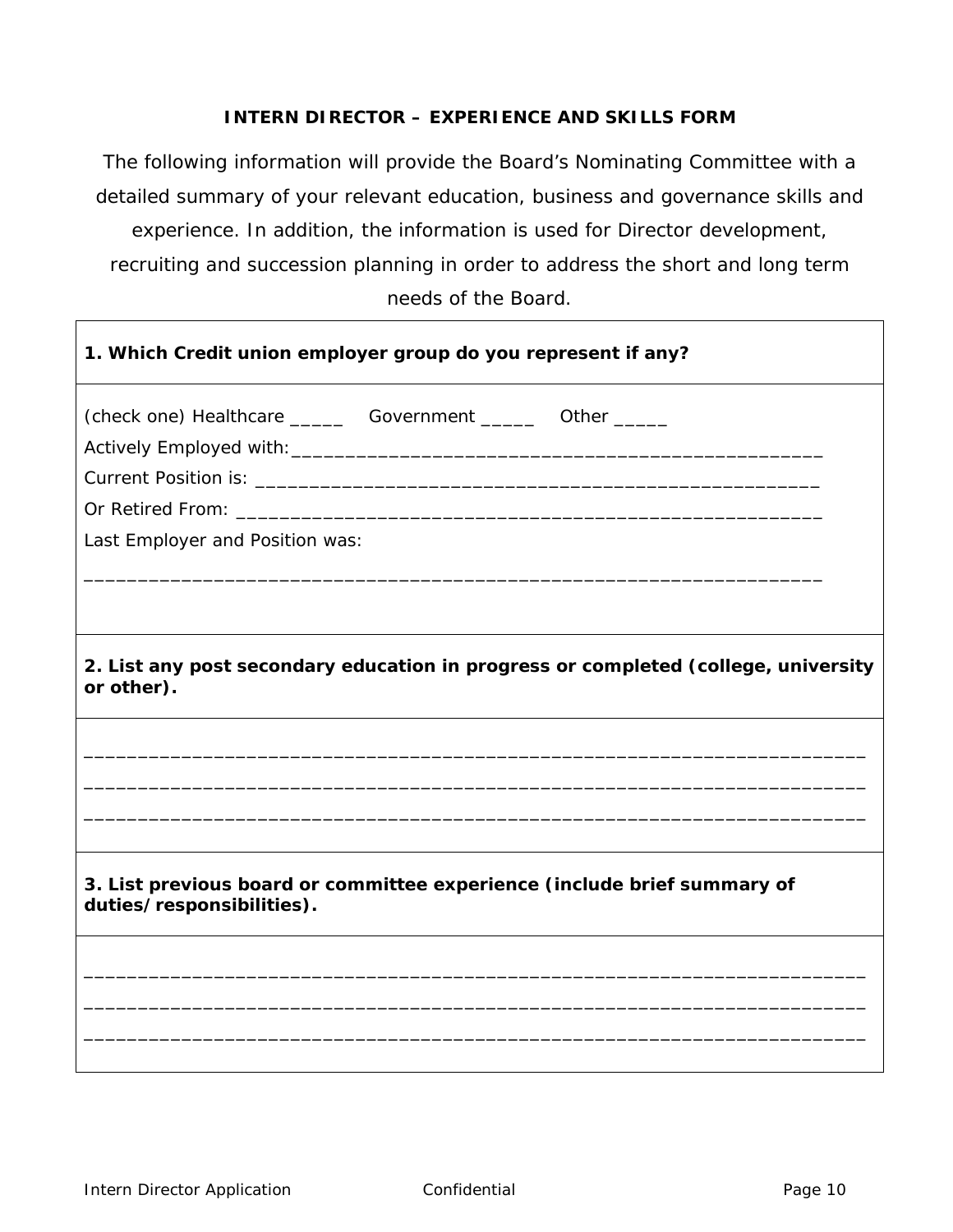**INTERN DIRECTOR – EXPERIENCE AND SKILLS FORM**

The following information will provide the Board's Nominating Committee with a detailed summary of your relevant education, business and governance skills and experience. In addition, the information is used for Director development, recruiting and succession planning in order to address the short and long term needs of the Board.

| **1. Which Credit union employer group do you represent if any?** |
|---|
| (check one) Healthcare _____ Government _____ Other _____<br>Actively Employed with:_______________________________________________<br>Current Position is: ___________________________________________________<br>Or Retired From: _____________________________________________________<br>Last Employer and Position was:<br>__________________________________________________________________ |
| **2. List any post secondary education in progress or completed (college, university or other).** |
| ______________________________________________________________________<br>______________________________________________________________________<br>______________________________________________________________________ |
| **3. List previous board or committee experience (include brief summary of duties/responsibilities).** |
| ______________________________________________________________________<br>______________________________________________________________________<br>______________________________________________________________________ |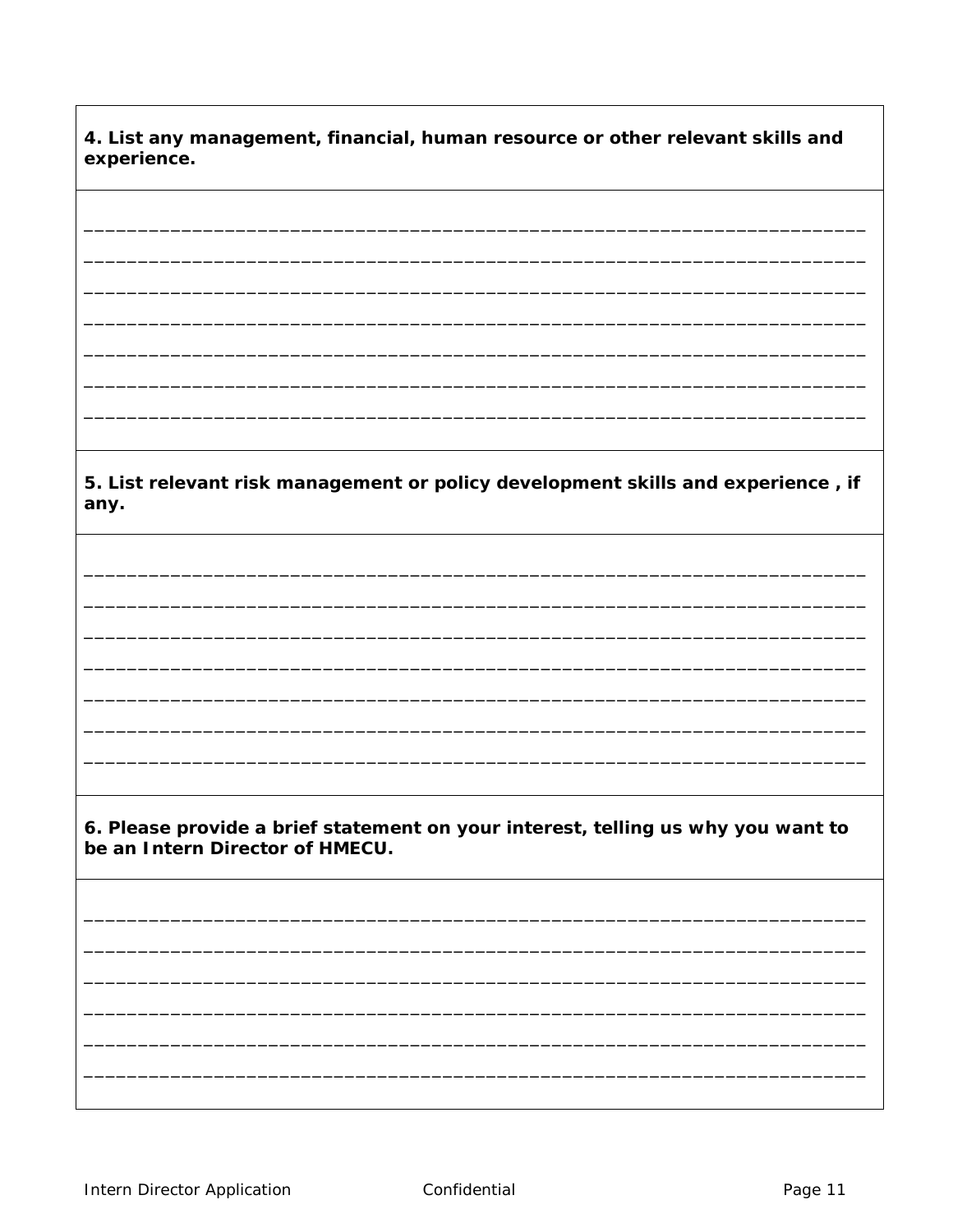**4. List any management, financial, human resource or other relevant skills and experience.**

___________________________________________________________________________

___________________________________________________________________________

___________________________________________________________________________

___________________________________________________________________________

___________________________________________________________________________

___________________________________________________________________________

___________________________________________________________________________

**5. List relevant risk management or policy development skills and experience , if any.**

___________________________________________________________________________

___________________________________________________________________________

___________________________________________________________________________

___________________________________________________________________________

___________________________________________________________________________

___________________________________________________________________________

___________________________________________________________________________

**6. Please provide a brief statement on your interest, telling us why you want to be an Intern Director of HMECU.**

___________________________________________________________________________

___________________________________________________________________________

___________________________________________________________________________

___________________________________________________________________________

___________________________________________________________________________

___________________________________________________________________________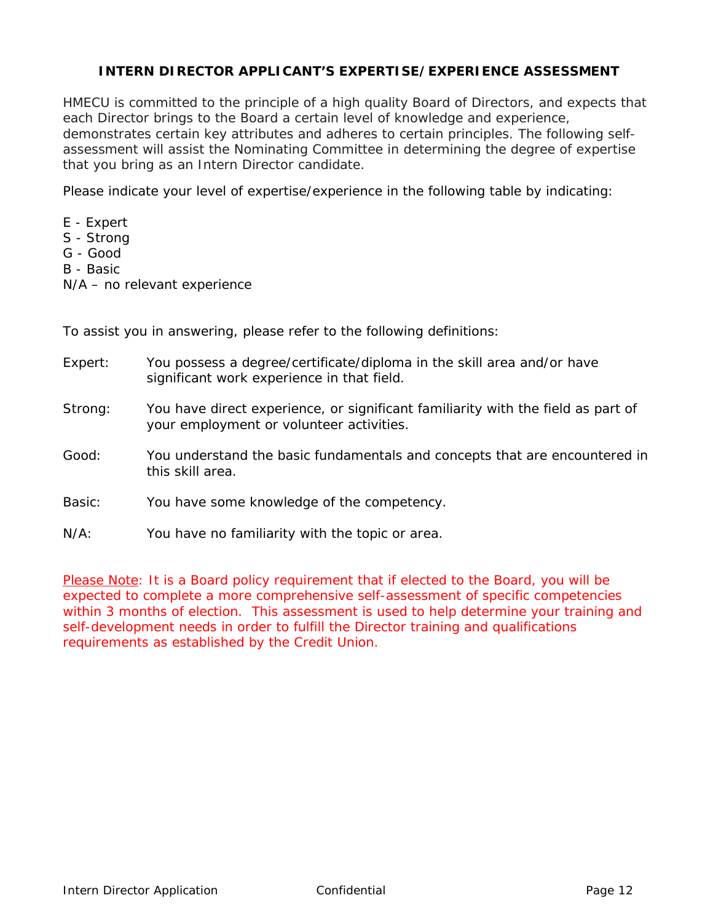## INTERN DIRECTOR APPLICANT'S EXPERTISE/EXPERIENCE ASSESSMENT

HMECU is committed to the principle of a high quality Board of Directors, and expects that each Director brings to the Board a certain level of knowledge and experience, demonstrates certain key attributes and adheres to certain principles. The following self-assessment will assist the Nominating Committee in determining the degree of expertise that you bring as an Intern Director candidate.

Please indicate your level of expertise/experience in the following table by indicating:

E - Expert
S - Strong
G - Good
B - Basic
N/A – no relevant experience

To assist you in answering, please refer to the following definitions:

Expert: You possess a degree/certificate/diploma in the skill area and/or have significant work experience in that field.

Strong: You have direct experience, or significant familiarity with the field as part of your employment or volunteer activities.

Good: You understand the basic fundamentals and concepts that are encountered in this skill area.

Basic: You have some knowledge of the competency.

N/A: You have no familiarity with the topic or area.

Please Note: It is a Board policy requirement that if elected to the Board, you will be expected to complete a more comprehensive self-assessment of specific competencies within 3 months of election. This assessment is used to help determine your training and self-development needs in order to fulfill the Director training and qualifications requirements as established by the Credit Union.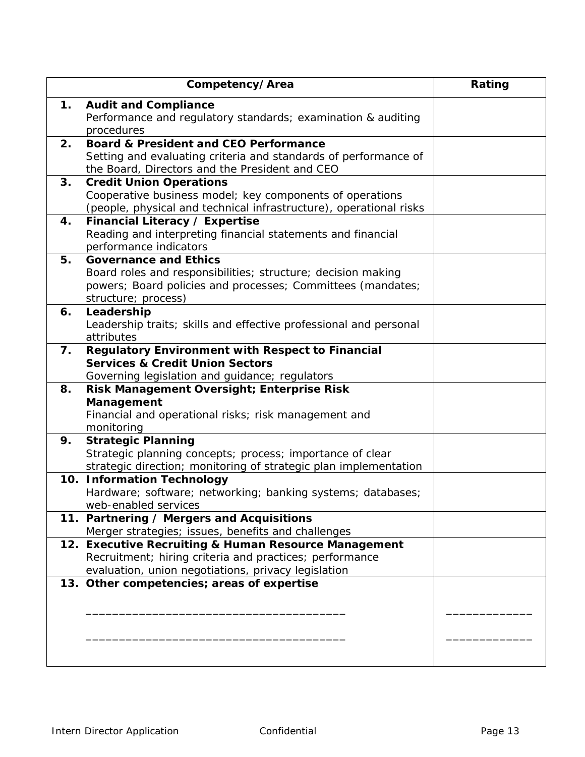| Competency/Area | Rating |
|---|---|
| 1. **Audit and Compliance**<br>Performance and regulatory standards; examination & auditing procedures | |
| 2. **Board & President and CEO Performance**<br>Setting and evaluating criteria and standards of performance of the Board, Directors and the President and CEO | |
| 3. **Credit Union Operations**<br>Cooperative business model; key components of operations (people, physical and technical infrastructure), operational risks | |
| 4. **Financial Literacy / Expertise**<br>Reading and interpreting financial statements and financial performance indicators | |
| 5. **Governance and Ethics**<br>Board roles and responsibilities; structure; decision making powers; Board policies and processes; Committees (mandates; structure; process) | |
| 6. **Leadership**<br>Leadership traits; skills and effective professional and personal attributes | |
| 7. **Regulatory Environment with Respect to Financial Services & Credit Union Sectors**<br>Governing legislation and guidance; regulators | |
| 8. **Risk Management Oversight; Enterprise Risk Management**<br>Financial and operational risks; risk management and monitoring | |
| 9. **Strategic Planning**<br>Strategic planning concepts; process; importance of clear strategic direction; monitoring of strategic plan implementation | |
| 10. **Information Technology**<br>Hardware; software; networking; banking systems; databases; web-enabled services | |
| 11. **Partnering / Mergers and Acquisitions**<br>Merger strategies; issues, benefits and challenges | |
| 12. **Executive Recruiting & Human Resource Management**<br>Recruitment; hiring criteria and practices; performance evaluation, union negotiations, privacy legislation | |
| 13. **Other competencies; areas of expertise**<br>_____________________________________<br>_____________________________________ | _____________<br>_____________ |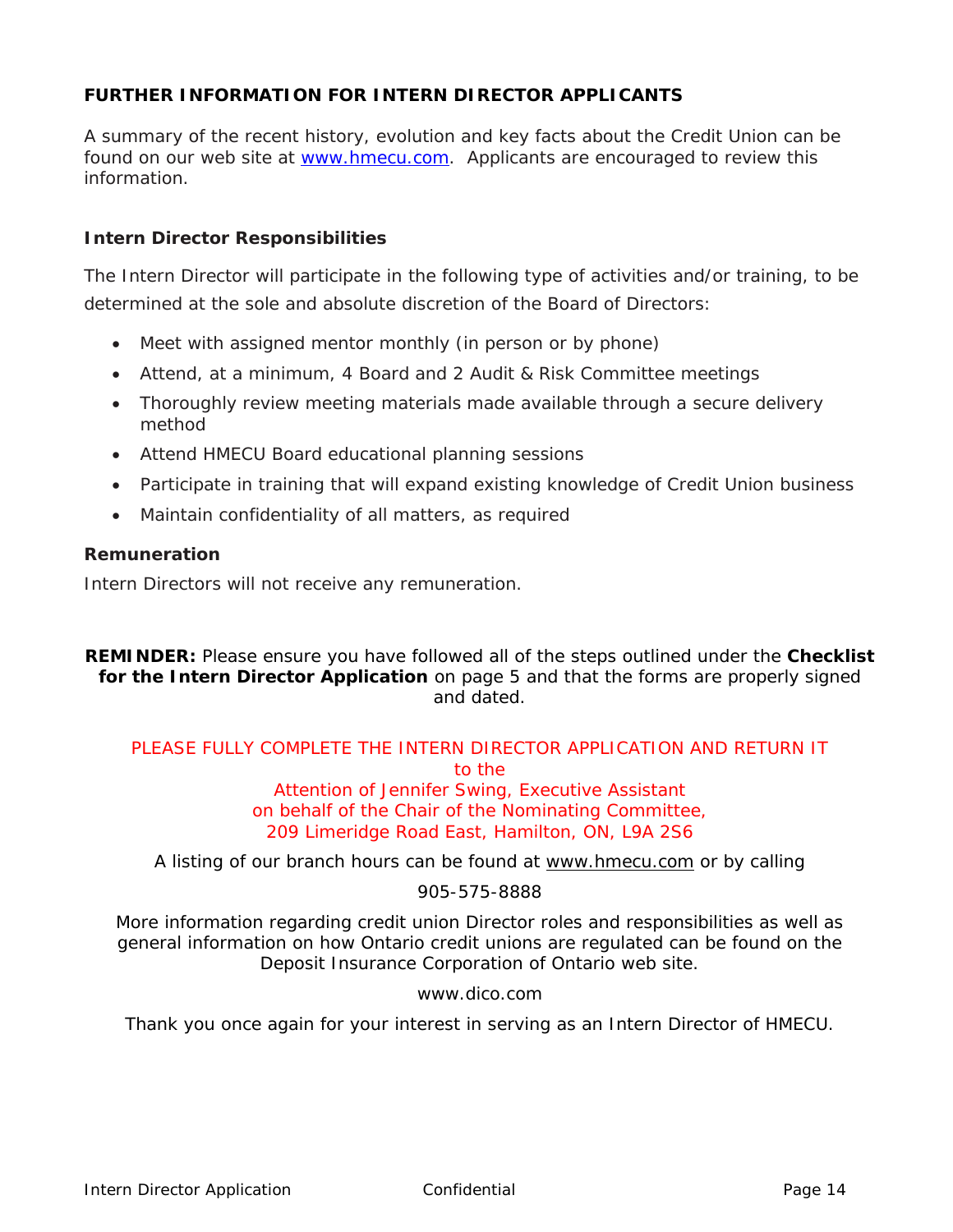## FURTHER INFORMATION FOR INTERN DIRECTOR APPLICANTS

A summary of the recent history, evolution and key facts about the Credit Union can be found on our web site at [www.hmecu.com](http://www.hmecu.com). Applicants are encouraged to review this information.

### Intern Director Responsibilities

The Intern Director will participate in the following type of activities and/or training, to be determined at the sole and absolute discretion of the Board of Directors:

- Meet with assigned mentor monthly (in person or by phone)
- Attend, at a minimum, 4 Board and 2 Audit & Risk Committee meetings
- Thoroughly review meeting materials made available through a secure delivery method
- Attend HMECU Board educational planning sessions
- Participate in training that will expand existing knowledge of Credit Union business
- Maintain confidentiality of all matters, as required

### Remuneration

Intern Directors will not receive any remuneration.

**REMINDER:** Please ensure you have followed all of the steps outlined under the **Checklist for the Intern Director Application** on page 5 and that the forms are properly signed and dated.

PLEASE FULLY COMPLETE THE INTERN DIRECTOR APPLICATION AND RETURN IT to the
Attention of Jennifer Swing, Executive Assistant
on behalf of the Chair of the Nominating Committee,
209 Limeridge Road East, Hamilton, ON, L9A 2S6

A listing of our branch hours can be found at www.hmecu.com or by calling

905-575-8888

More information regarding credit union Director roles and responsibilities as well as general information on how Ontario credit unions are regulated can be found on the Deposit Insurance Corporation of Ontario web site.

www.dico.com

Thank you once again for your interest in serving as an Intern Director of HMECU.